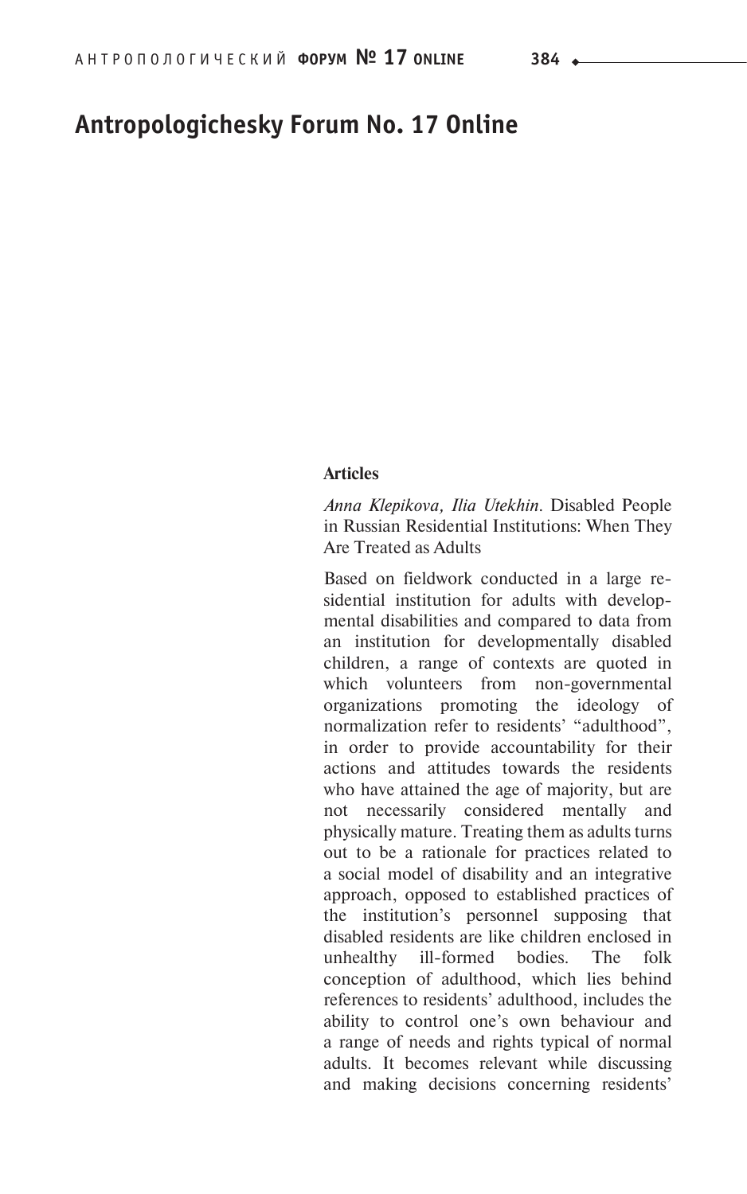# Antropologichesky Forum No. 17 Online

**Articles**

*Anna Klepikova, Ilia Utekhin.* Disabled People in Russian Residential Institutions: When They Are Treated as Adults

Based on fieldwork conducted in a large residential institution for adults with developmental disabilities and compared to data from an institution for developmentally disabled children, a range of contexts are quoted in which volunteers from non-governmental organizations promoting the ideology of normalization refer to residents' "adulthood", in order to provide accountability for their actions and attitudes towards the residents who have attained the age of majority, but are not necessarily considered mentally and physically mature. Treating them as adults turns out to be a rationale for practices related to a social model of disability and an integrative approach, opposed to established practices of the institution's personnel supposing that disabled residents are like children enclosed in unhealthy ill-formed bodies. The folk conception of adulthood, which lies behind references to residents' adulthood, includes the ability to control one's own behaviour and a range of needs and rights typical of normal adults. It becomes relevant while discussing and making decisions concerning residents'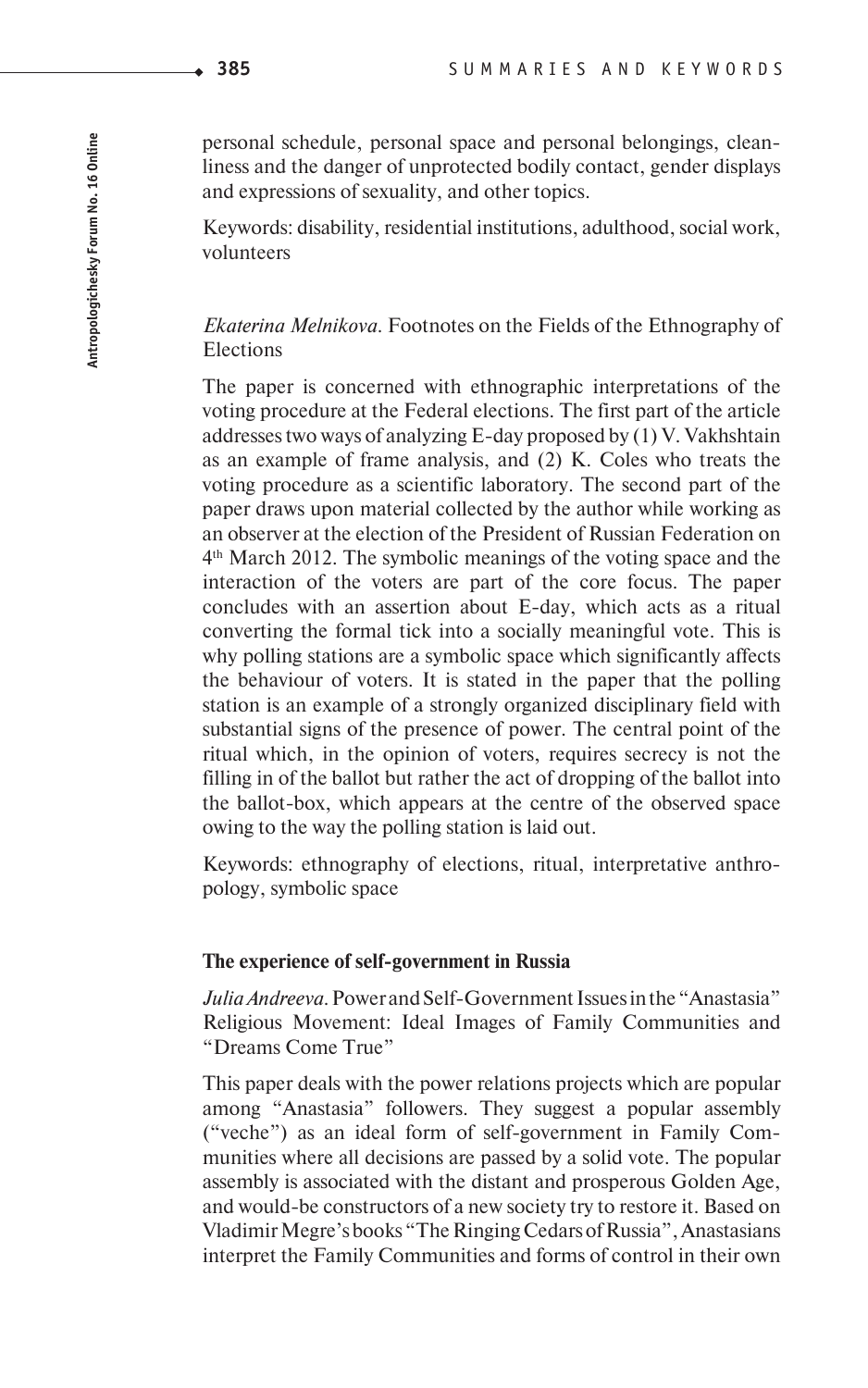personal schedule, personal space and personal belongings, cleanliness and the danger of unprotected bodily contact, gender displays and expressions of sexuality, and other topics.

Keywords: disability, residential institutions, adulthood, social work, volunteers

*Ekaterina Melnikova.* Footnotes on the Fields of the Ethnography of Elections

The paper is concerned with ethnographic interpretations of the voting procedure at the Federal elections. The first part of the article addresses two ways of analyzing E-day proposed by (1) V. Vakhshtain as an example of frame analysis, and (2) K. Coles who treats the voting procedure as a scientific laboratory. The second part of the paper draws upon material collected by the author while working as an observer at the election of the President of Russian Federation on 4th March 2012. The symbolic meanings of the voting space and the interaction of the voters are part of the core focus. The paper concludes with an assertion about E-day, which acts as a ritual converting the formal tick into a socially meaningful vote. This is why polling stations are a symbolic space which significantly affects the behaviour of voters. It is stated in the paper that the polling station is an example of a strongly organized disciplinary field with substantial signs of the presence of power. The central point of the ritual which, in the opinion of voters, requires secrecy is not the filling in of the ballot but rather the act of dropping of the ballot into the ballot-box, which appears at the centre of the observed space owing to the way the polling station is laid out.

Keywords: ethnography of elections, ritual, interpretative anthropology, symbolic space

## The experience of self-government in Russia

*Julia Andreeva.* Power and Self-Government Issues in the "Anastasia" Religious Movement: Ideal Images of Family Communities and "Dreams Come True"

This paper deals with the power relations projects which are popular among "Anastasia" followers. They suggest a popular assembly ("veche") as an ideal form of self-government in Family Communities where all decisions are passed by a solid vote. The popular assembly is associated with the distant and prosperous Golden Age, and would-be constructors of a new society try to restore it. Based on Vladimir Megre's books "The Ringing Cedars of Russia", Anastasians interpret the Family Communities and forms of control in their own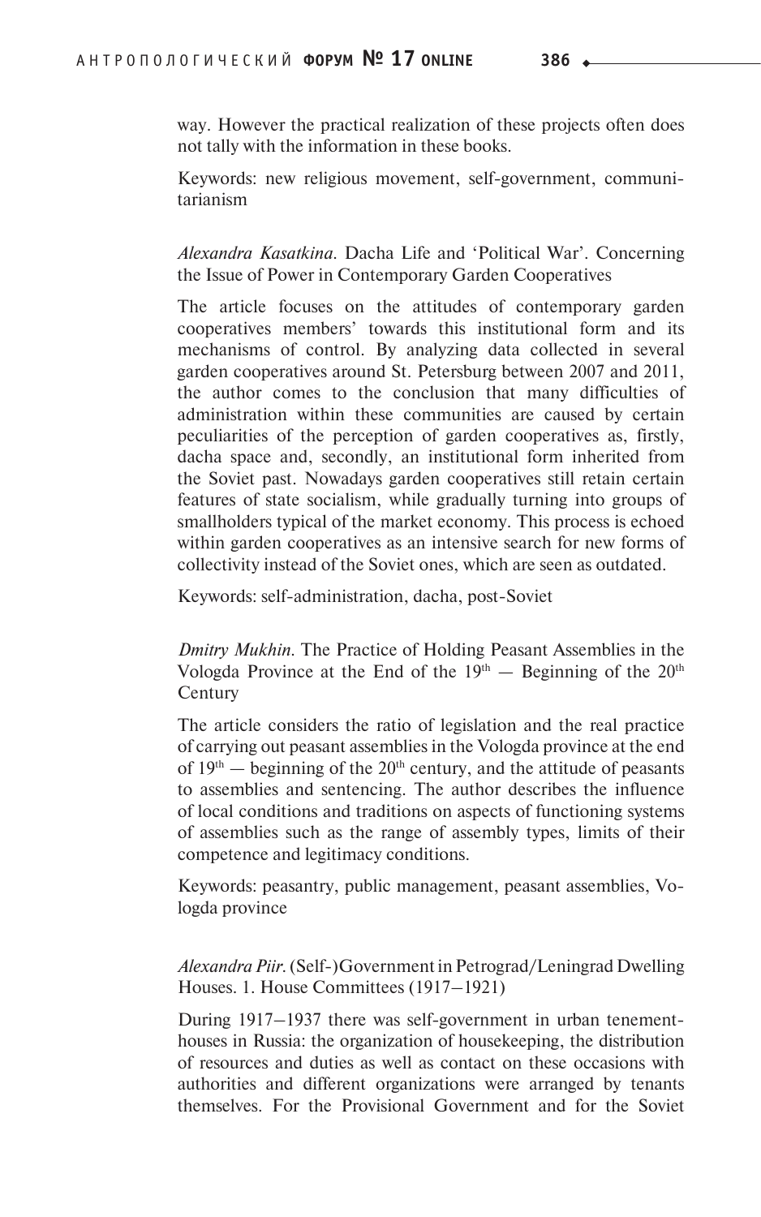way. However the practical realization of these projects often does not tally with the information in these books.

Keywords: new religious movement, self-government, communitarianism

*Alexandra Kasatkina.* Dacha Life and 'Political War'. Concerning the Issue of Power in Contemporary Garden Cooperatives

The article focuses on the attitudes of contemporary garden cooperatives members' towards this institutional form and its mechanisms of control. By analyzing data collected in several garden cooperatives around St. Petersburg between 2007 and 2011, the author comes to the conclusion that many difficulties of administration within these communities are caused by certain peculiarities of the perception of garden cooperatives as, firstly, dacha space and, secondly, an institutional form inherited from the Soviet past. Nowadays garden cooperatives still retain certain features of state socialism, while gradually turning into groups of smallholders typical of the market economy. This process is echoed within garden cooperatives as an intensive search for new forms of collectivity instead of the Soviet ones, which are seen as outdated.

Keywords: self-administration, dacha, post-Soviet

*Dmitry Mukhin.* The Practice of Holding Peasant Assemblies in the Vologda Province at the End of the $19^{th}$ — Beginning of the $20^{th}$ Century

The article considers the ratio of legislation and the real practice of carrying out peasant assemblies in the Vologda province at the end of $19^{th}$ — beginning of the $20^{th}$ century, and the attitude of peasants to assemblies and sentencing. The author describes the influence of local conditions and traditions on aspects of functioning systems of assemblies such as the range of assembly types, limits of their competence and legitimacy conditions.

Keywords: peasantry, public management, peasant assemblies, Vologda province

*Alexandra Piir.* (Self-)Government in Petrograd/Leningrad Dwelling Houses. 1. House Committees (1917–1921)

During 1917–1937 there was self-government in urban tenement-houses in Russia: the organization of housekeeping, the distribution of resources and duties as well as contact on these occasions with authorities and different organizations were arranged by tenants themselves. For the Provisional Government and for the Soviet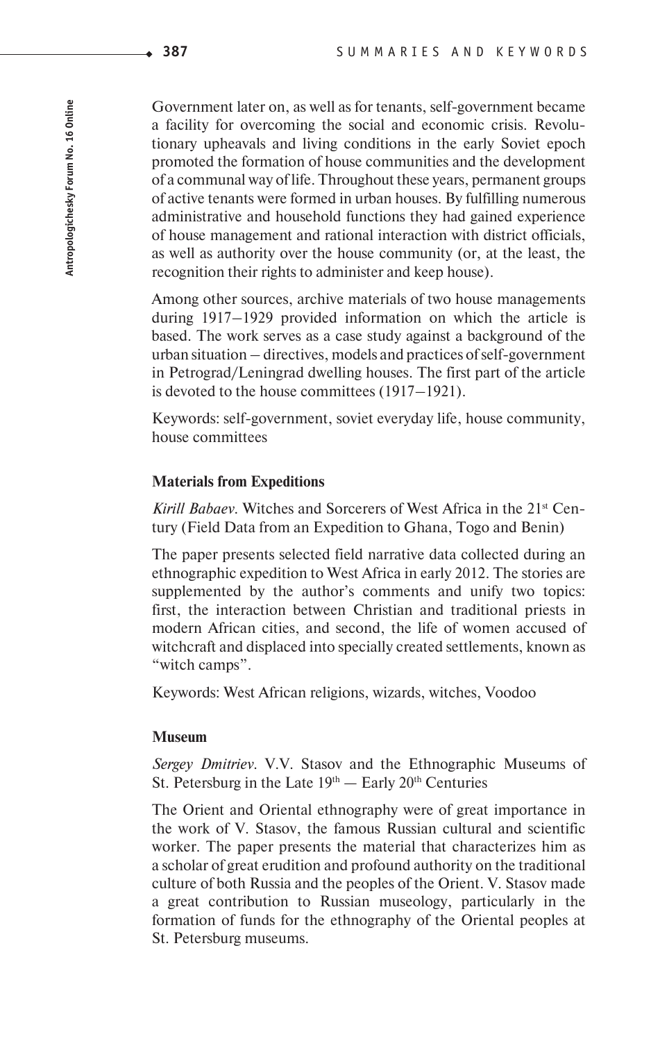Government later on, as well as for tenants, self-government became a facility for overcoming the social and economic crisis. Revolutionary upheavals and living conditions in the early Soviet epoch promoted the formation of house communities and the development of a communal way of life. Throughout these years, permanent groups of active tenants were formed in urban houses. By fulfilling numerous administrative and household functions they had gained experience of house management and rational interaction with district officials, as well as authority over the house community (or, at the least, the recognition their rights to administer and keep house).

Among other sources, archive materials of two house managements during 1917–1929 provided information on which the article is based. The work serves as a case study against a background of the urban situation – directives, models and practices of self-government in Petrograd/Leningrad dwelling houses. The first part of the article is devoted to the house committees (1917–1921).

Keywords: self-government, soviet everyday life, house community, house committees

### Materials from Expeditions

*Kirill Babaev*. Witches and Sorcerers of West Africa in the 21st Century (Field Data from an Expedition to Ghana, Togo and Benin)

The paper presents selected field narrative data collected during an ethnographic expedition to West Africa in early 2012. The stories are supplemented by the author's comments and unify two topics: first, the interaction between Christian and traditional priests in modern African cities, and second, the life of women accused of witchcraft and displaced into specially created settlements, known as "witch camps".

Keywords: West African religions, wizards, witches, Voodoo

### Museum

*Sergey Dmitriev*. V.V. Stasov and the Ethnographic Museums of St. Petersburg in the Late 19th — Early 20th Centuries

The Orient and Oriental ethnography were of great importance in the work of V. Stasov, the famous Russian cultural and scientific worker. The paper presents the material that characterizes him as a scholar of great erudition and profound authority on the traditional culture of both Russia and the peoples of the Orient. V. Stasov made a great contribution to Russian museology, particularly in the formation of funds for the ethnography of the Oriental peoples at St. Petersburg museums.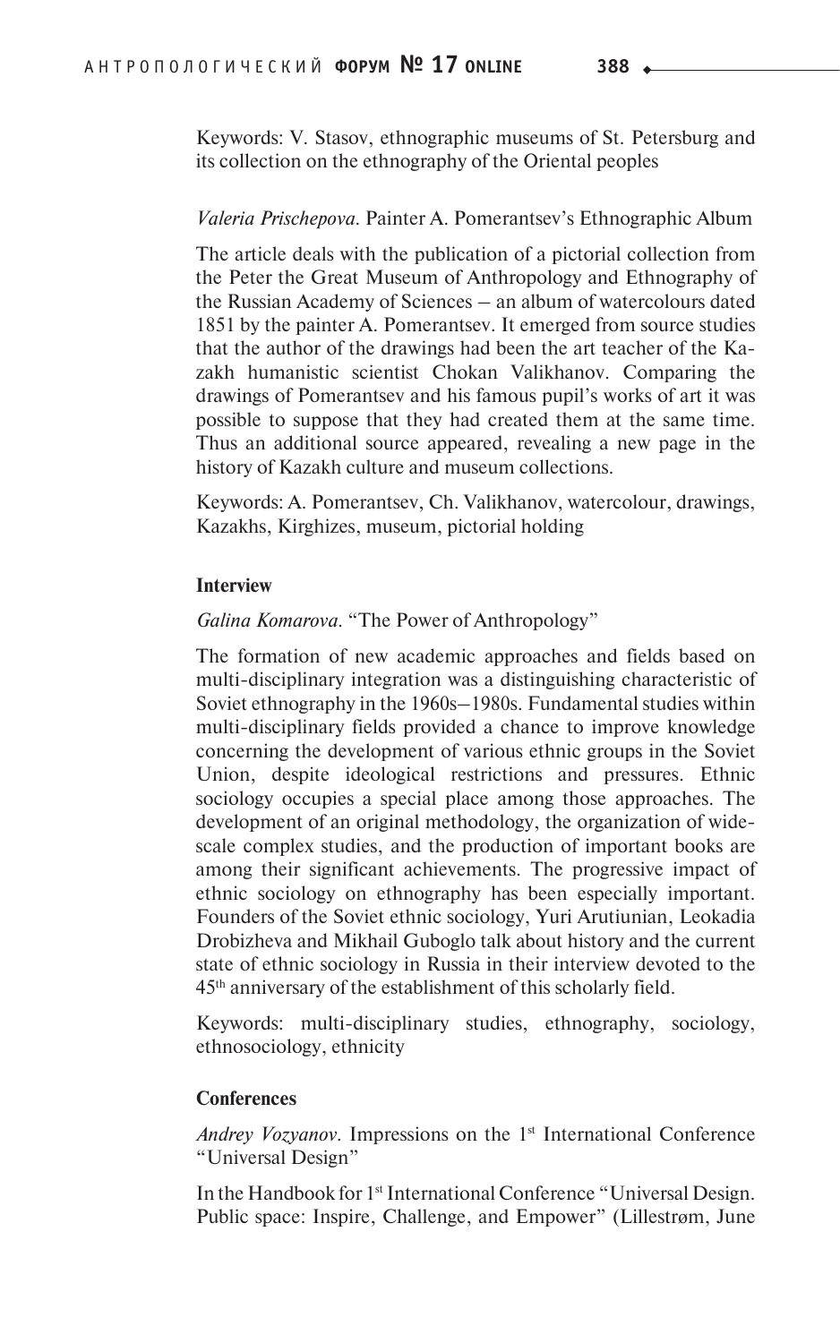Keywords: V. Stasov, ethnographic museums of St. Petersburg and its collection on the ethnography of the Oriental peoples

*Valeria Prischepova*. Painter A. Pomerantsev's Ethnographic Album

The article deals with the publication of a pictorial collection from the Peter the Great Museum of Anthropology and Ethnography of the Russian Academy of Sciences – an album of watercolours dated 1851 by the painter A. Pomerantsev. It emerged from source studies that the author of the drawings had been the art teacher of the Kazakh humanistic scientist Chokan Valikhanov. Comparing the drawings of Pomerantsev and his famous pupil's works of art it was possible to suppose that they had created them at the same time. Thus an additional source appeared, revealing a new page in the history of Kazakh culture and museum collections.

Keywords: A. Pomerantsev, Ch. Valikhanov, watercolour, drawings, Kazakhs, Kirghizes, museum, pictorial holding

### Interview

*Galina Komarova*. "The Power of Anthropology"

The formation of new academic approaches and fields based on multi-disciplinary integration was a distinguishing characteristic of Soviet ethnography in the 1960s–1980s. Fundamental studies within multi-disciplinary fields provided a chance to improve knowledge concerning the development of various ethnic groups in the Soviet Union, despite ideological restrictions and pressures. Ethnic sociology occupies a special place among those approaches. The development of an original methodology, the organization of wide-scale complex studies, and the production of important books are among their significant achievements. The progressive impact of ethnic sociology on ethnography has been especially important. Founders of the Soviet ethnic sociology, Yuri Arutiunian, Leokadia Drobizheva and Mikhail Guboglo talk about history and the current state of ethnic sociology in Russia in their interview devoted to the 45th anniversary of the establishment of this scholarly field.

Keywords: multi-disciplinary studies, ethnography, sociology, ethnosociology, ethnicity

### Conferences

*Andrey Vozyanov*. Impressions on the 1st International Conference "Universal Design"

In the Handbook for 1st International Conference "Universal Design. Public space: Inspire, Challenge, and Empower" (Lillestrøm, June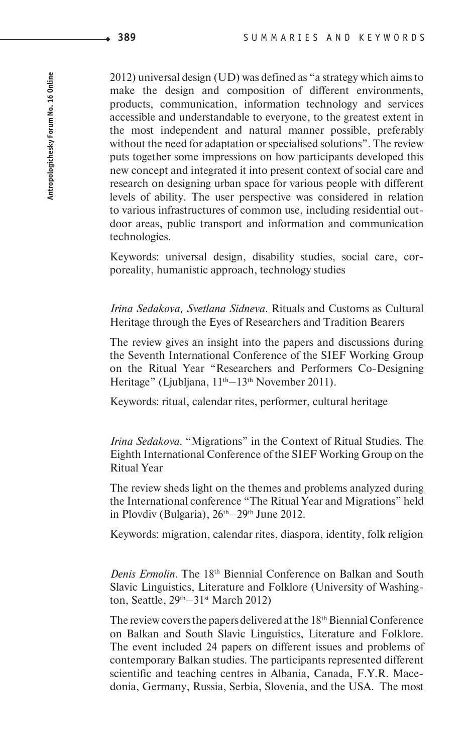2012) universal design (UD) was defined as "a strategy which aims to make the design and composition of different environments, products, communication, information technology and services accessible and understandable to everyone, to the greatest extent in the most independent and natural manner possible, preferably without the need for adaptation or specialised solutions". The review puts together some impressions on how participants developed this new concept and integrated it into present context of social care and research on designing urban space for various people with different levels of ability. The user perspective was considered in relation to various infrastructures of common use, including residential outdoor areas, public transport and information and communication technologies.

Keywords: universal design, disability studies, social care, corporeality, humanistic approach, technology studies

*Irina Sedakova, Svetlana Sidneva.* Rituals and Customs as Cultural Heritage through the Eyes of Researchers and Tradition Bearers

The review gives an insight into the papers and discussions during the Seventh International Conference of the SIEF Working Group on the Ritual Year "Researchers and Performers Co-Designing Heritage" (Ljubljana, 11th–13th November 2011).

Keywords: ritual, calendar rites, performer, cultural heritage

*Irina Sedakova.* "Migrations" in the Context of Ritual Studies. The Eighth International Conference of the SIEF Working Group on the Ritual Year

The review sheds light on the themes and problems analyzed during the International conference "The Ritual Year and Migrations" held in Plovdiv (Bulgaria), 26th–29th June 2012.

Keywords: migration, calendar rites, diaspora, identity, folk religion

*Denis Ermolin.* The 18th Biennial Conference on Balkan and South Slavic Linguistics, Literature and Folklore (University of Washington, Seattle, 29th–31st March 2012)

The review covers the papers delivered at the 18th Biennial Conference on Balkan and South Slavic Linguistics, Literature and Folklore. The event included 24 papers on different issues and problems of contemporary Balkan studies. The participants represented different scientific and teaching centres in Albania, Canada, F.Y.R. Macedonia, Germany, Russia, Serbia, Slovenia, and the USA. The most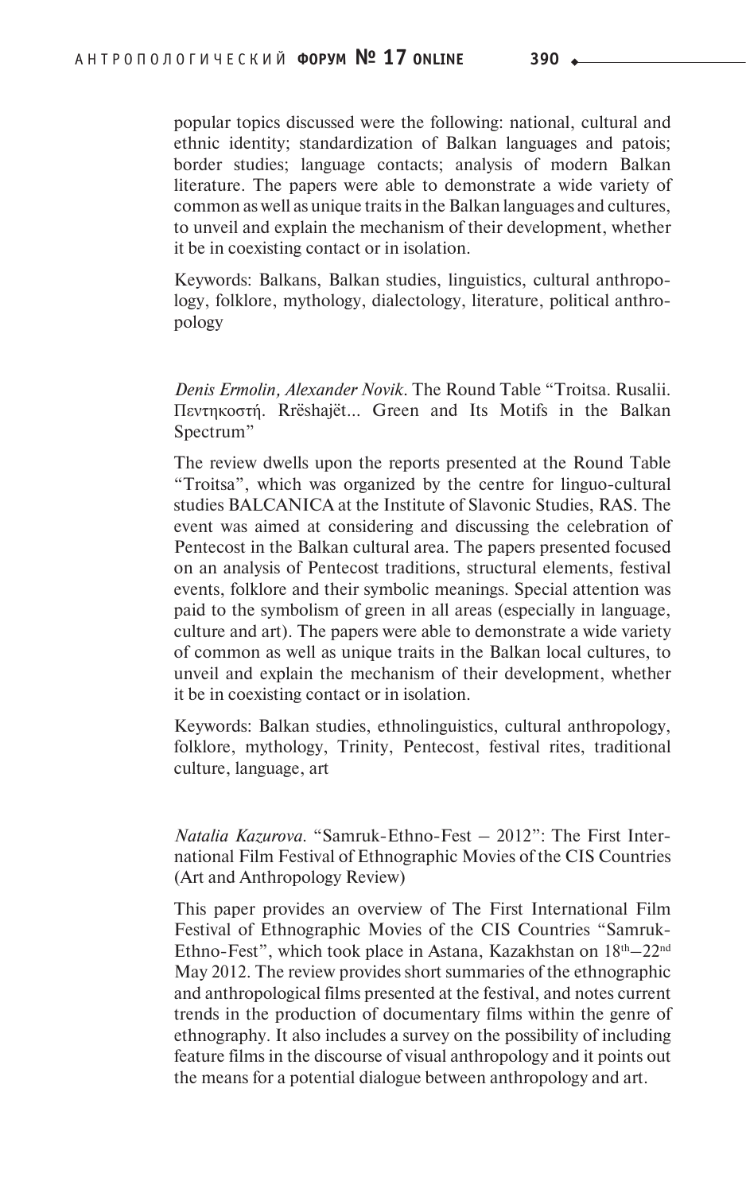popular topics discussed were the following: national, cultural and ethnic identity; standardization of Balkan languages and patois; border studies; language contacts; analysis of modern Balkan literature. The papers were able to demonstrate a wide variety of common as well as unique traits in the Balkan languages and cultures, to unveil and explain the mechanism of their development, whether it be in coexisting contact or in isolation.

Keywords: Balkans, Balkan studies, linguistics, cultural anthropology, folklore, mythology, dialectology, literature, political anthropology

*Denis Ermolin, Alexander Novik*. The Round Table "Troitsa. Rusalii. Πεντηκοστή. Rrëshajët... Green and Its Motifs in the Balkan Spectrum"

The review dwells upon the reports presented at the Round Table "Troitsa", which was organized by the centre for linguo-cultural studies BALCANICA at the Institute of Slavonic Studies, RAS. The event was aimed at considering and discussing the celebration of Pentecost in the Balkan cultural area. The papers presented focused on an analysis of Pentecost traditions, structural elements, festival events, folklore and their symbolic meanings. Special attention was paid to the symbolism of green in all areas (especially in language, culture and art). The papers were able to demonstrate a wide variety of common as well as unique traits in the Balkan local cultures, to unveil and explain the mechanism of their development, whether it be in coexisting contact or in isolation.

Keywords: Balkan studies, ethnolinguistics, cultural anthropology, folklore, mythology, Trinity, Pentecost, festival rites, traditional culture, language, art

*Natalia Kazurova*. "Samruk-Ethno-Fest – 2012": The First International Film Festival of Ethnographic Movies of the CIS Countries (Art and Anthropology Review)

This paper provides an overview of The First International Film Festival of Ethnographic Movies of the CIS Countries "Samruk-Ethno-Fest", which took place in Astana, Kazakhstan on 18th–22nd May 2012. The review provides short summaries of the ethnographic and anthropological films presented at the festival, and notes current trends in the production of documentary films within the genre of ethnography. It also includes a survey on the possibility of including feature films in the discourse of visual anthropology and it points out the means for a potential dialogue between anthropology and art.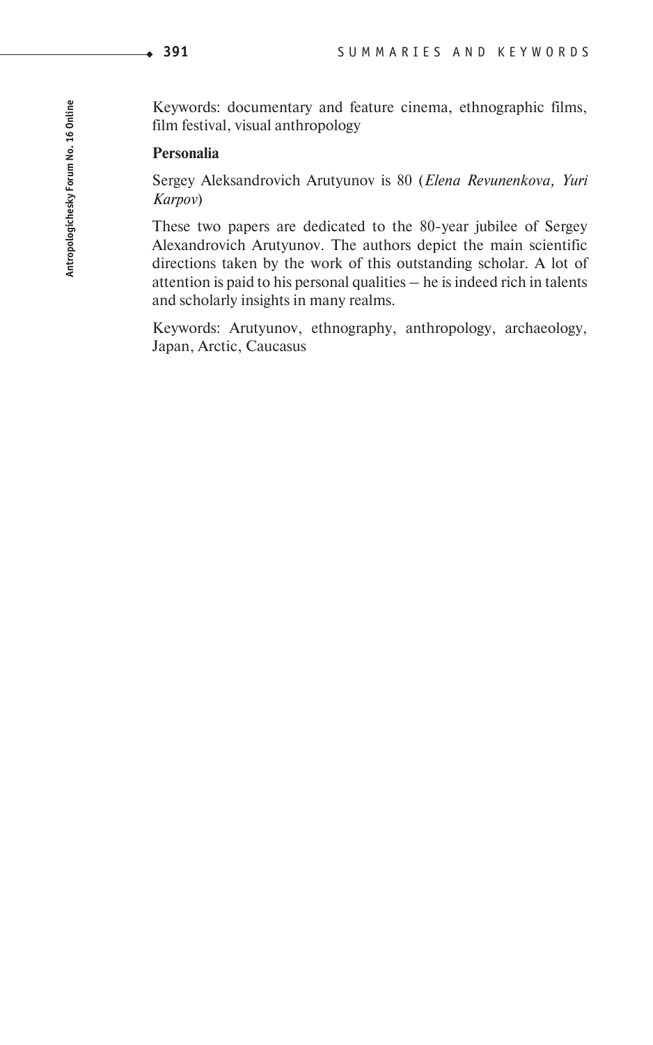Keywords: documentary and feature cinema, ethnographic films, film festival, visual anthropology

**Personalia**

Sergey Aleksandrovich Arutyunov is 80 (*Elena Revunenkova, Yuri Karpov*)

These two papers are dedicated to the 80-year jubilee of Sergey Alexandrovich Arutyunov. The authors depict the main scientific directions taken by the work of this outstanding scholar. A lot of attention is paid to his personal qualities — he is indeed rich in talents and scholarly insights in many realms.

Keywords: Arutyunov, ethnography, anthropology, archaeology, Japan, Arctic, Caucasus